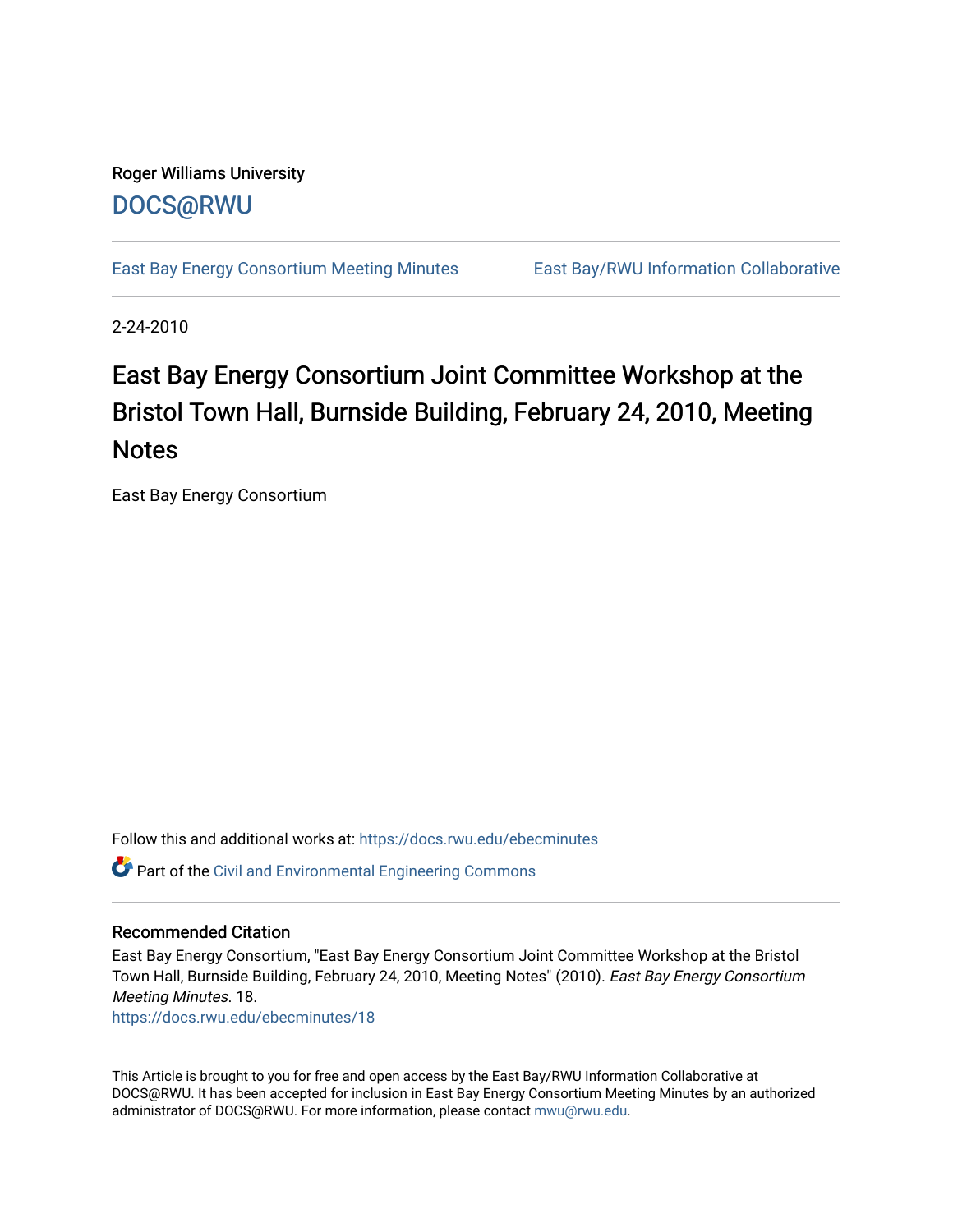Roger Williams University

DOCS@RWU

East Bay Energy Consortium Meeting Minutes East Bay/RWU Information Collaborative

2-24-2010

# East Bay Energy Consortium Joint Committee Workshop at the Bristol Town Hall, Burnside Building, February 24, 2010, Meeting Notes

East Bay Energy Consortium

Follow this and additional works at: https://docs.rwu.edu/ebecminutes

Part of the Civil and Environmental Engineering Commons

## Recommended Citation

East Bay Energy Consortium, "East Bay Energy Consortium Joint Committee Workshop at the Bristol Town Hall, Burnside Building, February 24, 2010, Meeting Notes" (2010). *East Bay Energy Consortium Meeting Minutes*. 18.
https://docs.rwu.edu/ebecminutes/18

This Article is brought to you for free and open access by the East Bay/RWU Information Collaborative at DOCS@RWU. It has been accepted for inclusion in East Bay Energy Consortium Meeting Minutes by an authorized administrator of DOCS@RWU. For more information, please contact mwu@rwu.edu.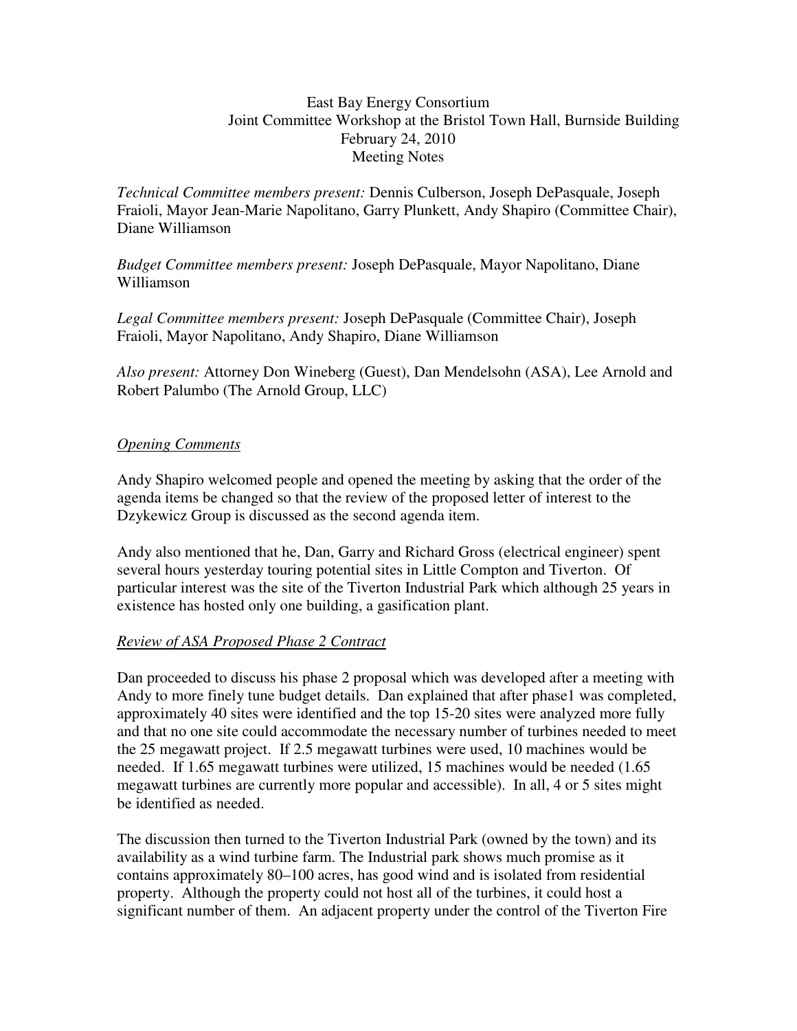East Bay Energy Consortium
Joint Committee Workshop at the Bristol Town Hall, Burnside Building
February 24, 2010
Meeting Notes

*Technical Committee members present:* Dennis Culberson, Joseph DePasquale, Joseph Fraioli, Mayor Jean-Marie Napolitano, Garry Plunkett, Andy Shapiro (Committee Chair), Diane Williamson

*Budget Committee members present:* Joseph DePasquale, Mayor Napolitano, Diane Williamson

*Legal Committee members present:* Joseph DePasquale (Committee Chair), Joseph Fraioli, Mayor Napolitano, Andy Shapiro, Diane Williamson

*Also present:* Attorney Don Wineberg (Guest), Dan Mendelsohn (ASA), Lee Arnold and Robert Palumbo (The Arnold Group, LLC)

## *Opening Comments*

Andy Shapiro welcomed people and opened the meeting by asking that the order of the agenda items be changed so that the review of the proposed letter of interest to the Dzykewicz Group is discussed as the second agenda item.

Andy also mentioned that he, Dan, Garry and Richard Gross (electrical engineer) spent several hours yesterday touring potential sites in Little Compton and Tiverton. Of particular interest was the site of the Tiverton Industrial Park which although 25 years in existence has hosted only one building, a gasification plant.

## *Review of ASA Proposed Phase 2 Contract*

Dan proceeded to discuss his phase 2 proposal which was developed after a meeting with Andy to more finely tune budget details. Dan explained that after phase1 was completed, approximately 40 sites were identified and the top 15-20 sites were analyzed more fully and that no one site could accommodate the necessary number of turbines needed to meet the 25 megawatt project. If 2.5 megawatt turbines were used, 10 machines would be needed. If 1.65 megawatt turbines were utilized, 15 machines would be needed (1.65 megawatt turbines are currently more popular and accessible). In all, 4 or 5 sites might be identified as needed.

The discussion then turned to the Tiverton Industrial Park (owned by the town) and its availability as a wind turbine farm. The Industrial park shows much promise as it contains approximately 80–100 acres, has good wind and is isolated from residential property. Although the property could not host all of the turbines, it could host a significant number of them. An adjacent property under the control of the Tiverton Fire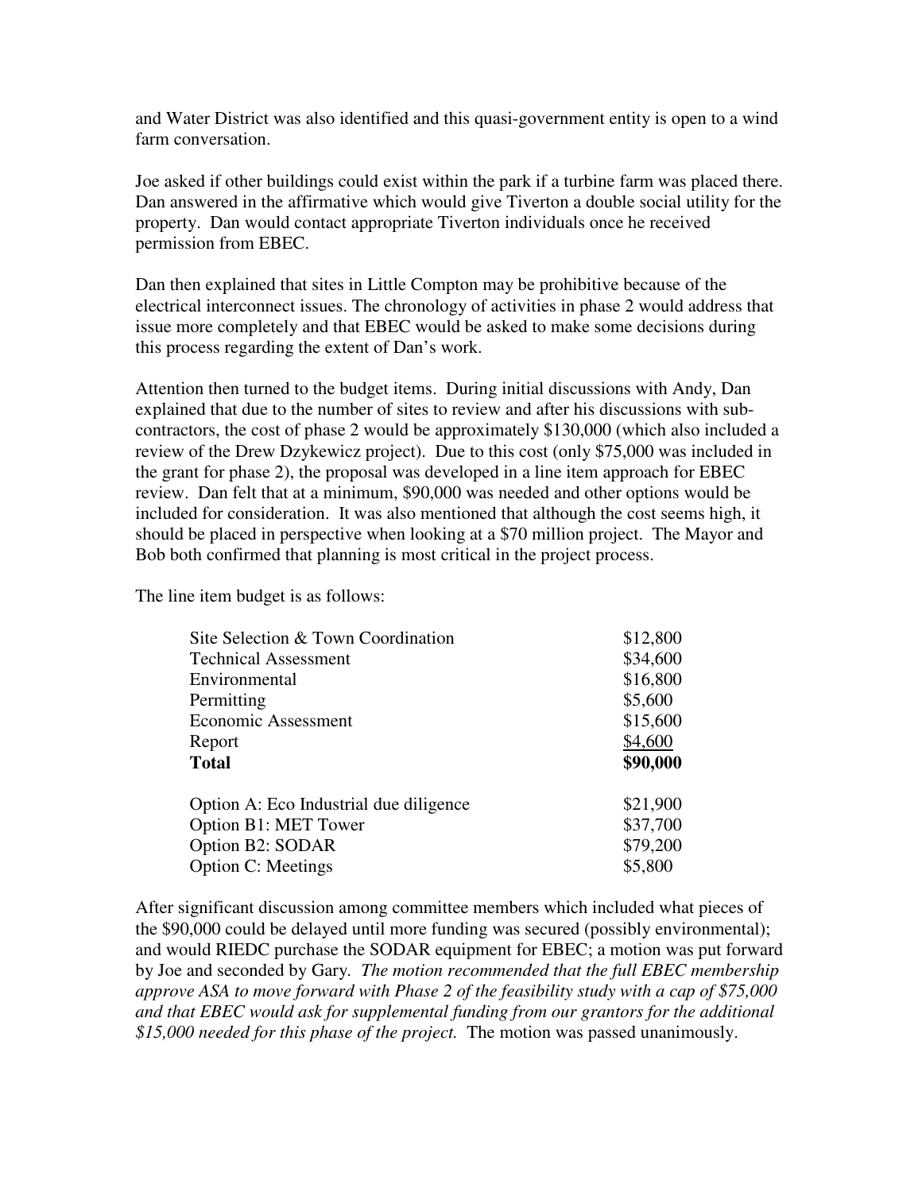and Water District was also identified and this quasi-government entity is open to a wind farm conversation.

Joe asked if other buildings could exist within the park if a turbine farm was placed there. Dan answered in the affirmative which would give Tiverton a double social utility for the property. Dan would contact appropriate Tiverton individuals once he received permission from EBEC.

Dan then explained that sites in Little Compton may be prohibitive because of the electrical interconnect issues. The chronology of activities in phase 2 would address that issue more completely and that EBEC would be asked to make some decisions during this process regarding the extent of Dan's work.

Attention then turned to the budget items. During initial discussions with Andy, Dan explained that due to the number of sites to review and after his discussions with sub-contractors, the cost of phase 2 would be approximately $130,000 (which also included a review of the Drew Dzykewicz project). Due to this cost (only $75,000 was included in the grant for phase 2), the proposal was developed in a line item approach for EBEC review. Dan felt that at a minimum, $90,000 was needed and other options would be included for consideration. It was also mentioned that although the cost seems high, it should be placed in perspective when looking at a $70 million project. The Mayor and Bob both confirmed that planning is most critical in the project process.

The line item budget is as follows:

| Item | Amount |
|---|---|
| Site Selection & Town Coordination | $12,800 |
| Technical Assessment | $34,600 |
| Environmental | $16,800 |
| Permitting | $5,600 |
| Economic Assessment | $15,600 |
| Report | $4,600 |
| **Total** | **$90,000** |
| | |
| Option A: Eco Industrial due diligence | $21,900 |
| Option B1: MET Tower | $37,700 |
| Option B2: SODAR | $79,200 |
| Option C: Meetings | $5,800 |

After significant discussion among committee members which included what pieces of the $90,000 could be delayed until more funding was secured (possibly environmental); and would RIEDC purchase the SODAR equipment for EBEC; a motion was put forward by Joe and seconded by Gary. *The motion recommended that the full EBEC membership approve ASA to move forward with Phase 2 of the feasibility study with a cap of $75,000 and that EBEC would ask for supplemental funding from our grantors for the additional $15,000 needed for this phase of the project.* The motion was passed unanimously.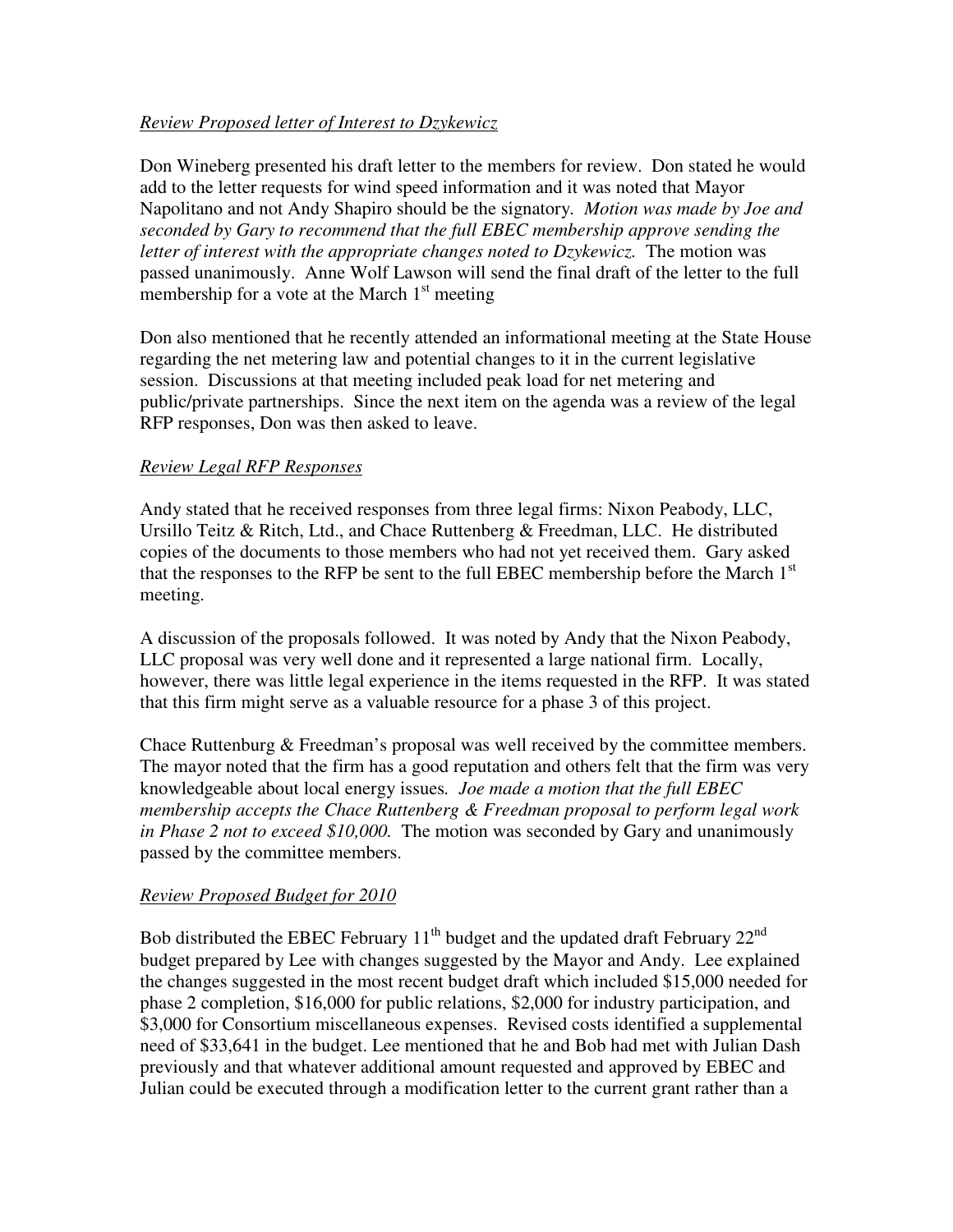*Review Proposed letter of Interest to Dzykewicz*

Don Wineberg presented his draft letter to the members for review. Don stated he would add to the letter requests for wind speed information and it was noted that Mayor Napolitano and not Andy Shapiro should be the signatory. *Motion was made by Joe and seconded by Gary to recommend that the full EBEC membership approve sending the letter of interest with the appropriate changes noted to Dzykewicz.* The motion was passed unanimously. Anne Wolf Lawson will send the final draft of the letter to the full membership for a vote at the March 1st meeting

Don also mentioned that he recently attended an informational meeting at the State House regarding the net metering law and potential changes to it in the current legislative session. Discussions at that meeting included peak load for net metering and public/private partnerships. Since the next item on the agenda was a review of the legal RFP responses, Don was then asked to leave.

*Review Legal RFP Responses*

Andy stated that he received responses from three legal firms: Nixon Peabody, LLC, Ursillo Teitz & Ritch, Ltd., and Chace Ruttenberg & Freedman, LLC. He distributed copies of the documents to those members who had not yet received them. Gary asked that the responses to the RFP be sent to the full EBEC membership before the March 1st meeting.

A discussion of the proposals followed. It was noted by Andy that the Nixon Peabody, LLC proposal was very well done and it represented a large national firm. Locally, however, there was little legal experience in the items requested in the RFP. It was stated that this firm might serve as a valuable resource for a phase 3 of this project.

Chace Ruttenburg & Freedman's proposal was well received by the committee members. The mayor noted that the firm has a good reputation and others felt that the firm was very knowledgeable about local energy issues. *Joe made a motion that the full EBEC membership accepts the Chace Ruttenberg & Freedman proposal to perform legal work in Phase 2 not to exceed $10,000.* The motion was seconded by Gary and unanimously passed by the committee members.

*Review Proposed Budget for 2010*

Bob distributed the EBEC February 11th budget and the updated draft February 22nd budget prepared by Lee with changes suggested by the Mayor and Andy. Lee explained the changes suggested in the most recent budget draft which included $15,000 needed for phase 2 completion, $16,000 for public relations, $2,000 for industry participation, and $3,000 for Consortium miscellaneous expenses. Revised costs identified a supplemental need of $33,641 in the budget. Lee mentioned that he and Bob had met with Julian Dash previously and that whatever additional amount requested and approved by EBEC and Julian could be executed through a modification letter to the current grant rather than a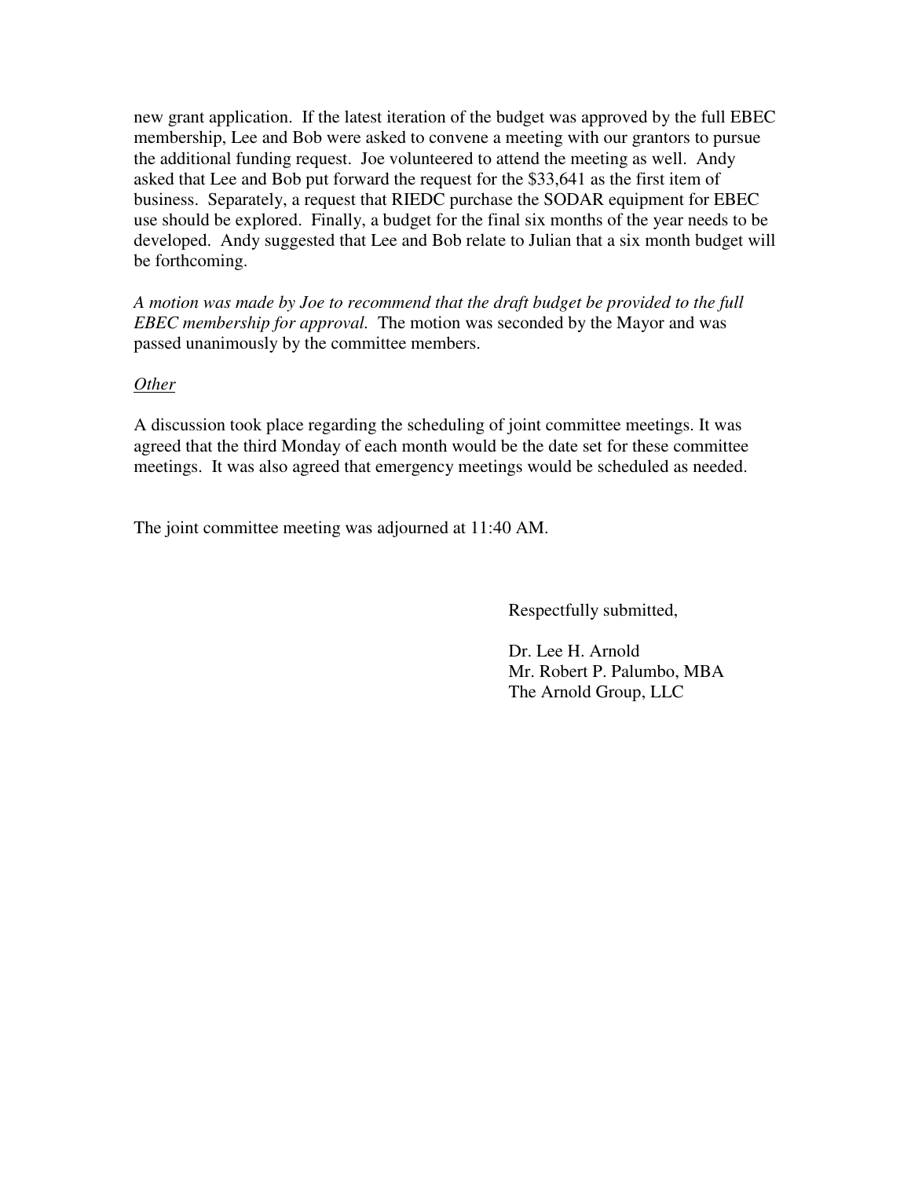new grant application. If the latest iteration of the budget was approved by the full EBEC membership, Lee and Bob were asked to convene a meeting with our grantors to pursue the additional funding request. Joe volunteered to attend the meeting as well. Andy asked that Lee and Bob put forward the request for the $33,641 as the first item of business. Separately, a request that RIEDC purchase the SODAR equipment for EBEC use should be explored. Finally, a budget for the final six months of the year needs to be developed. Andy suggested that Lee and Bob relate to Julian that a six month budget will be forthcoming.

*A motion was made by Joe to recommend that the draft budget be provided to the full EBEC membership for approval.* The motion was seconded by the Mayor and was passed unanimously by the committee members.

<u>*Other*</u>

A discussion took place regarding the scheduling of joint committee meetings. It was agreed that the third Monday of each month would be the date set for these committee meetings. It was also agreed that emergency meetings would be scheduled as needed.

The joint committee meeting was adjourned at 11:40 AM.

Respectfully submitted,

Dr. Lee H. Arnold  
Mr. Robert P. Palumbo, MBA  
The Arnold Group, LLC